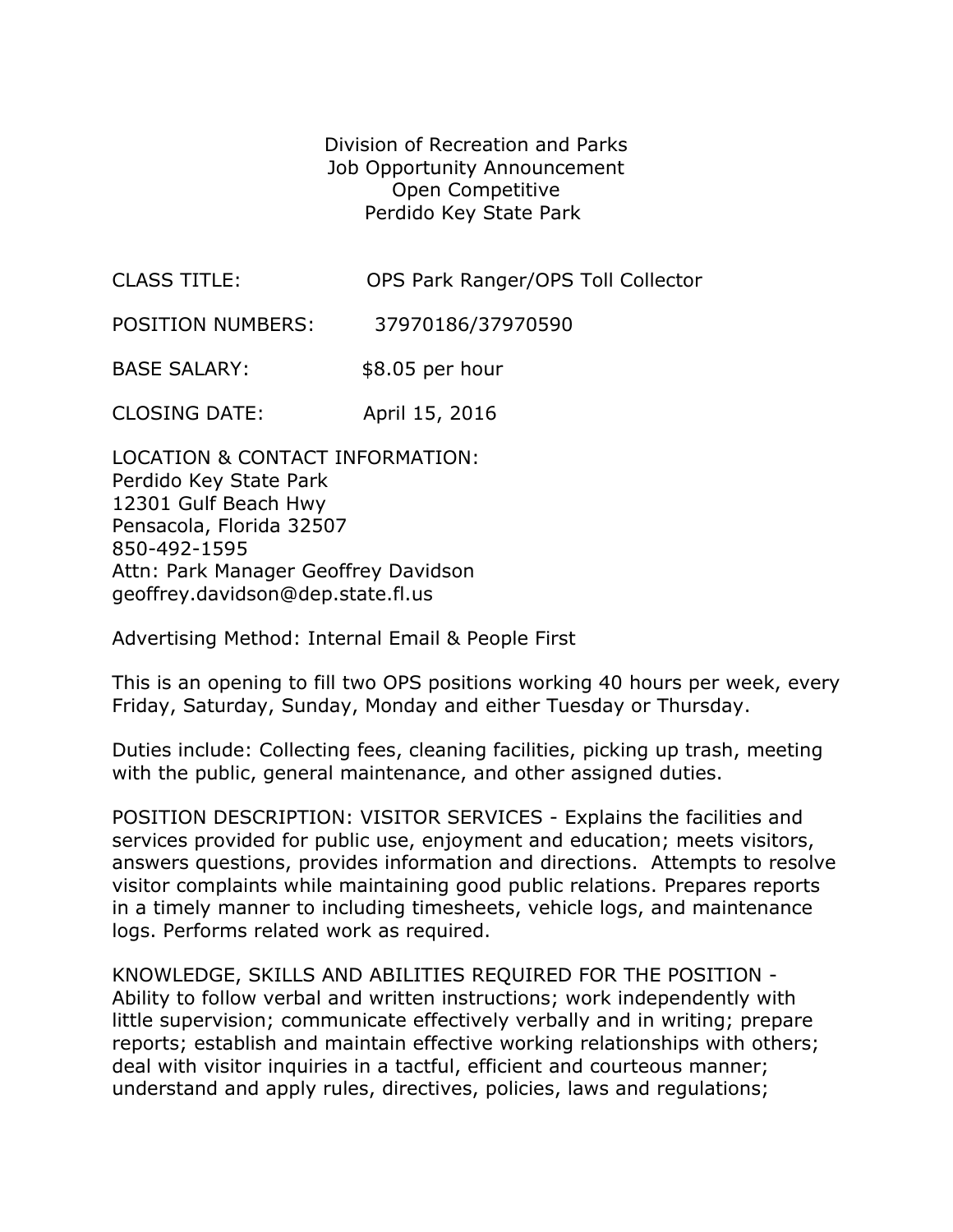Division of Recreation and Parks
Job Opportunity Announcement
Open Competitive
Perdido Key State Park

CLASS TITLE: OPS Park Ranger/OPS Toll Collector

POSITION NUMBERS: 37970186/37970590

BASE SALARY: $8.05 per hour

CLOSING DATE: April 15, 2016

LOCATION & CONTACT INFORMATION:
Perdido Key State Park
12301 Gulf Beach Hwy
Pensacola, Florida 32507
850-492-1595
Attn: Park Manager Geoffrey Davidson
geoffrey.davidson@dep.state.fl.us

Advertising Method: Internal Email & People First

This is an opening to fill two OPS positions working 40 hours per week, every Friday, Saturday, Sunday, Monday and either Tuesday or Thursday.

Duties include: Collecting fees, cleaning facilities, picking up trash, meeting with the public, general maintenance, and other assigned duties.

POSITION DESCRIPTION: VISITOR SERVICES - Explains the facilities and services provided for public use, enjoyment and education; meets visitors, answers questions, provides information and directions. Attempts to resolve visitor complaints while maintaining good public relations. Prepares reports in a timely manner to including timesheets, vehicle logs, and maintenance logs. Performs related work as required.

KNOWLEDGE, SKILLS AND ABILITIES REQUIRED FOR THE POSITION - Ability to follow verbal and written instructions; work independently with little supervision; communicate effectively verbally and in writing; prepare reports; establish and maintain effective working relationships with others; deal with visitor inquiries in a tactful, efficient and courteous manner; understand and apply rules, directives, policies, laws and regulations;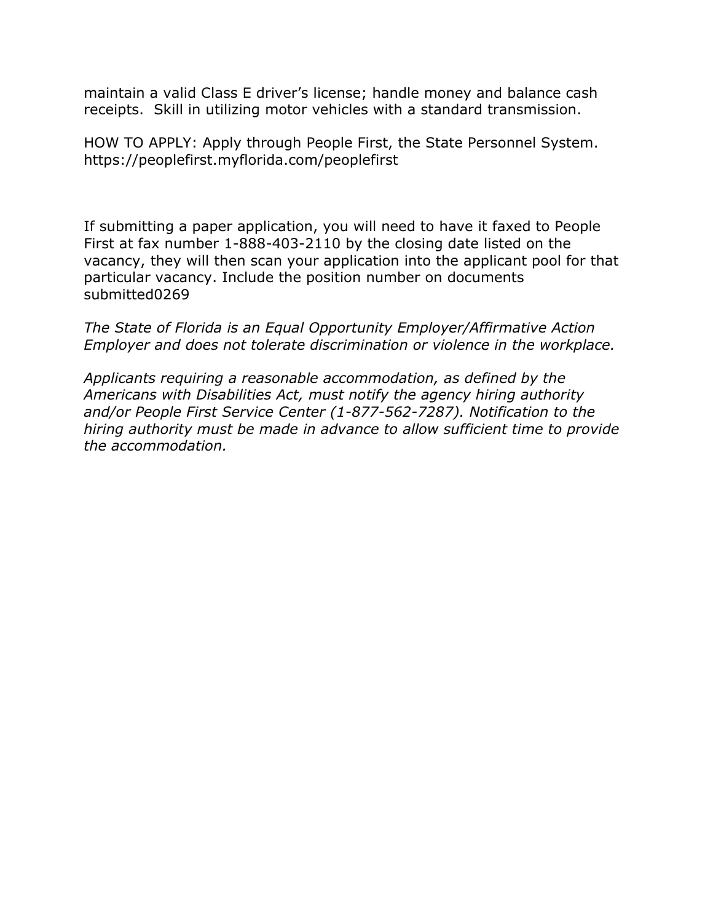maintain a valid Class E driver's license; handle money and balance cash receipts. Skill in utilizing motor vehicles with a standard transmission.

HOW TO APPLY: Apply through People First, the State Personnel System. https://peoplefirst.myflorida.com/peoplefirst

If submitting a paper application, you will need to have it faxed to People First at fax number 1-888-403-2110 by the closing date listed on the vacancy, they will then scan your application into the applicant pool for that particular vacancy. Include the position number on documents submitted0269

*The State of Florida is an Equal Opportunity Employer/Affirmative Action Employer and does not tolerate discrimination or violence in the workplace.*

*Applicants requiring a reasonable accommodation, as defined by the Americans with Disabilities Act, must notify the agency hiring authority and/or People First Service Center (1-877-562-7287). Notification to the hiring authority must be made in advance to allow sufficient time to provide the accommodation.*